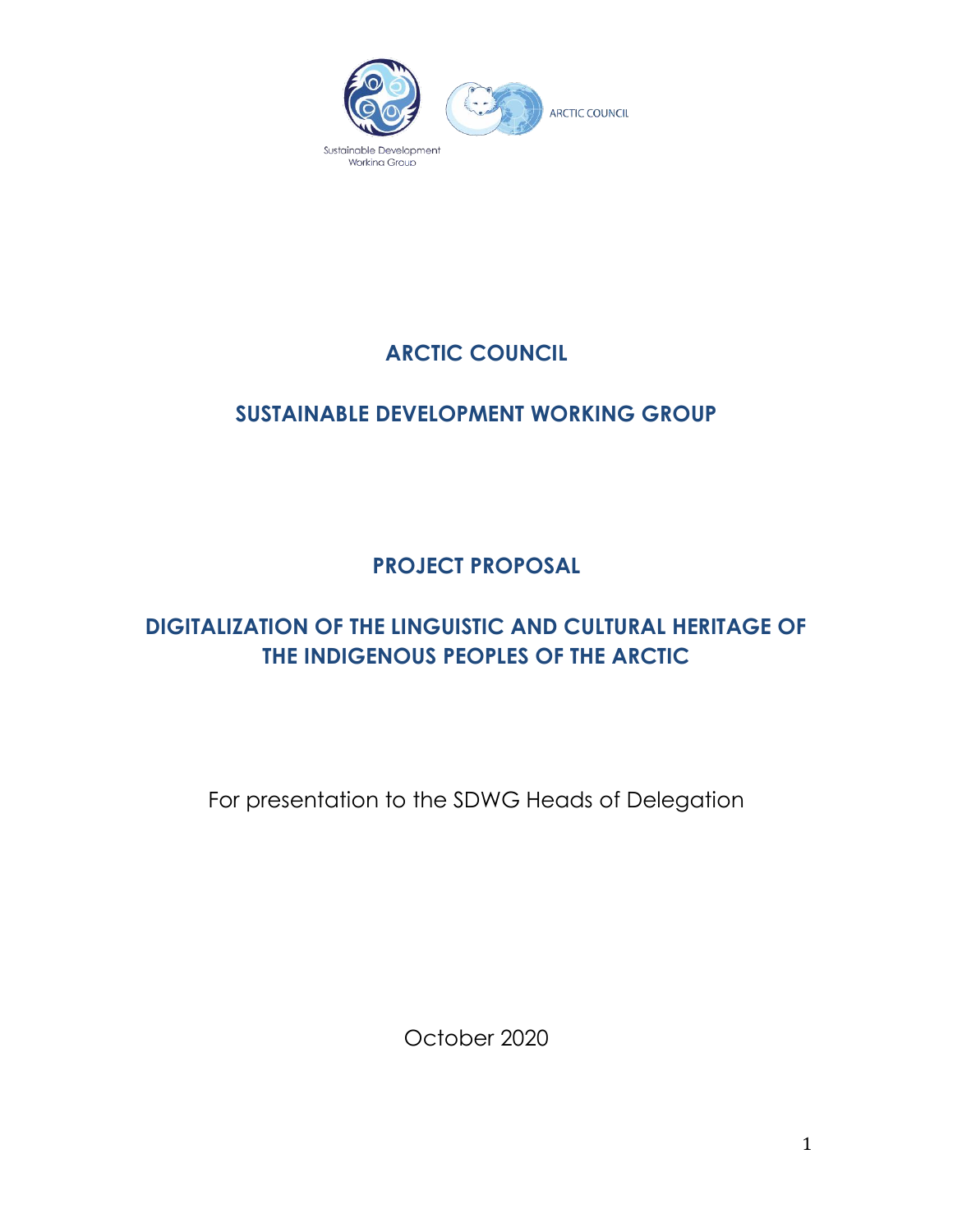Sustainable Development Working Group

ARCTIC COUNCIL

# ARCTIC COUNCIL

## SUSTAINABLE DEVELOPMENT WORKING GROUP

## PROJECT PROPOSAL

## DIGITALIZATION OF THE LINGUISTIC AND CULTURAL HERITAGE OF THE INDIGENOUS PEOPLES OF THE ARCTIC

For presentation to the SDWG Heads of Delegation

October 2020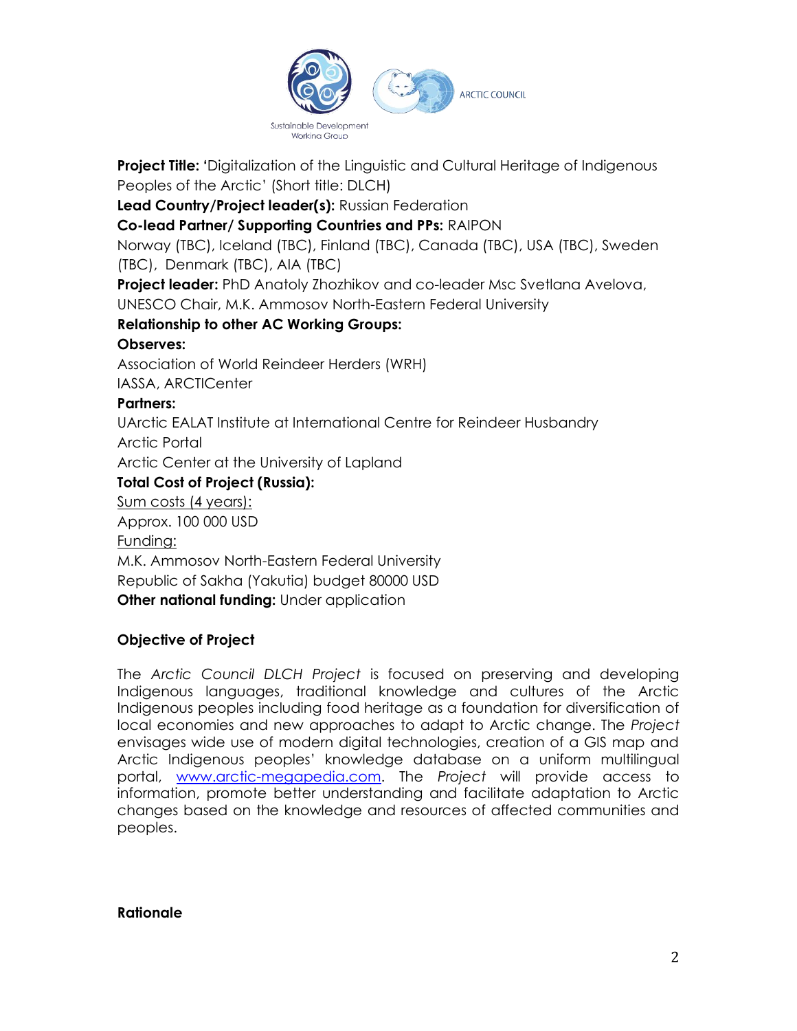**Project Title: '**Digitalization of the Linguistic and Cultural Heritage of Indigenous Peoples of the Arctic' (Short title: DLCH)

**Lead Country/Project leader(s):** Russian Federation

**Co-lead Partner/ Supporting Countries and PPs:** RAIPON

Norway (TBC), Iceland (TBC), Finland (TBC), Canada (TBC), USA (TBC), Sweden (TBC), Denmark (TBC), AIA (TBC)

**Project leader:** PhD Anatoly Zhozhikov and co-leader Msc Svetlana Avelova, UNESCO Chair, M.K. Ammosov North-Eastern Federal University

**Relationship to other AC Working Groups:**

**Observes:**

Association of World Reindeer Herders (WRH)

IASSA, ARCTICenter

**Partners:**

UArctic EALAT Institute at International Centre for Reindeer Husbandry

Arctic Portal

Arctic Center at the University of Lapland

**Total Cost of Project (Russia):**

Sum costs (4 years):

Approx. 100 000 USD

Funding:

M.K. Ammosov North-Eastern Federal University

Republic of Sakha (Yakutia) budget 80000 USD

**Other national funding:** Under application

**Objective of Project**

The *Arctic Council DLCH Project* is focused on preserving and developing Indigenous languages, traditional knowledge and cultures of the Arctic Indigenous peoples including food heritage as a foundation for diversification of local economies and new approaches to adapt to Arctic change. The *Project* envisages wide use of modern digital technologies, creation of a GIS map and Arctic Indigenous peoples' knowledge database on a uniform multilingual portal, [www.arctic-megapedia.com](www.arctic-megapedia.com). The *Project* will provide access to information, promote better understanding and facilitate adaptation to Arctic changes based on the knowledge and resources of affected communities and peoples.

**Rationale**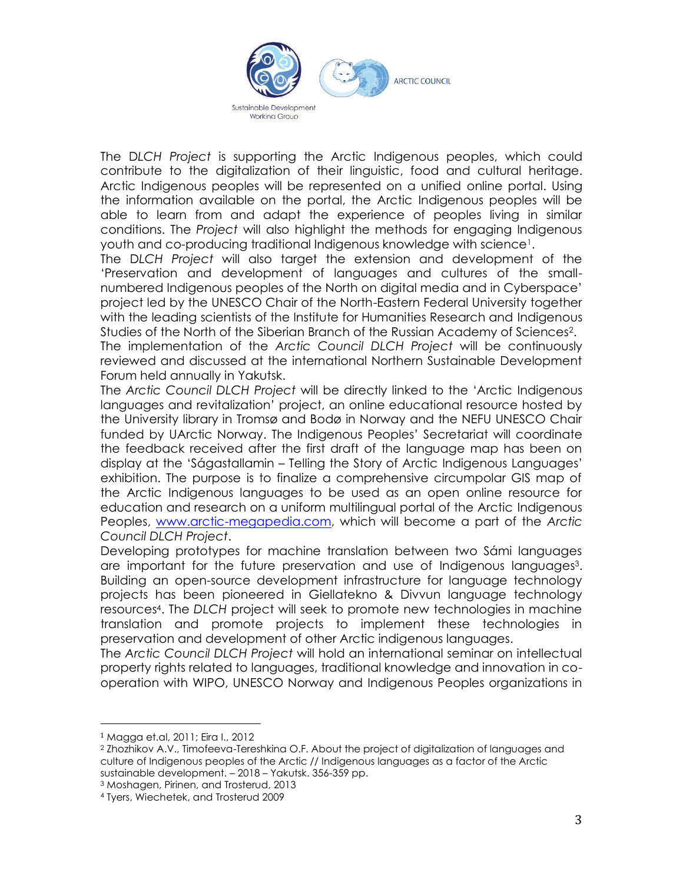The *DLCH Project* is supporting the Arctic Indigenous peoples, which could contribute to the digitalization of their linguistic, food and cultural heritage. Arctic Indigenous peoples will be represented on a unified online portal. Using the information available on the portal, the Arctic Indigenous peoples will be able to learn from and adapt the experience of peoples living in similar conditions. The *Project* will also highlight the methods for engaging Indigenous youth and co-producing traditional Indigenous knowledge with science[1].

The *DLCH Project* will also target the extension and development of the 'Preservation and development of languages and cultures of the small-numbered Indigenous peoples of the North on digital media and in Cyberspace' project led by the UNESCO Chair of the North-Eastern Federal University together with the leading scientists of the Institute for Humanities Research and Indigenous Studies of the North of the Siberian Branch of the Russian Academy of Sciences[2].

The implementation of the *Arctic Council DLCH Project* will be continuously reviewed and discussed at the international Northern Sustainable Development Forum held annually in Yakutsk.

The *Arctic Council DLCH Project* will be directly linked to the 'Arctic Indigenous languages and revitalization' project, an online educational resource hosted by the University library in Tromsø and Bodø in Norway and the NEFU UNESCO Chair funded by UArctic Norway. The Indigenous Peoples' Secretariat will coordinate the feedback received after the first draft of the language map has been on display at the 'Ságastallamin – Telling the Story of Arctic Indigenous Languages' exhibition. The purpose is to finalize a comprehensive circumpolar GIS map of the Arctic Indigenous languages to be used as an open online resource for education and research on a uniform multilingual portal of the Arctic Indigenous Peoples, [www.arctic-megapedia.com](http://www.arctic-megapedia.com), which will become a part of the *Arctic Council DLCH Project*.

Developing prototypes for machine translation between two Sámi languages are important for the future preservation and use of Indigenous languages[3]. Building an open-source development infrastructure for language technology projects has been pioneered in Giellatekno & Divvun language technology resources[4]. The *DLCH* project will seek to promote new technologies in machine translation and promote projects to implement these technologies in preservation and development of other Arctic indigenous languages.

The *Arctic Council DLCH Project* will hold an international seminar on intellectual property rights related to languages, traditional knowledge and innovation in co-operation with WIPO, UNESCO Norway and Indigenous Peoples organizations in

---

[1] Magga et.al, 2011; Eira I., 2012

[2] Zhozhikov A.V., Timofeeva-Tereshkina O.F. About the project of digitalization of languages and culture of Indigenous peoples of the Arctic // Indigenous languages as a factor of the Arctic sustainable development. – 2018 – Yakutsk. 356-359 pp.

[3] Moshagen, Pirinen, and Trosterud, 2013

[4] Tyers, Wiechetek, and Trosterud 2009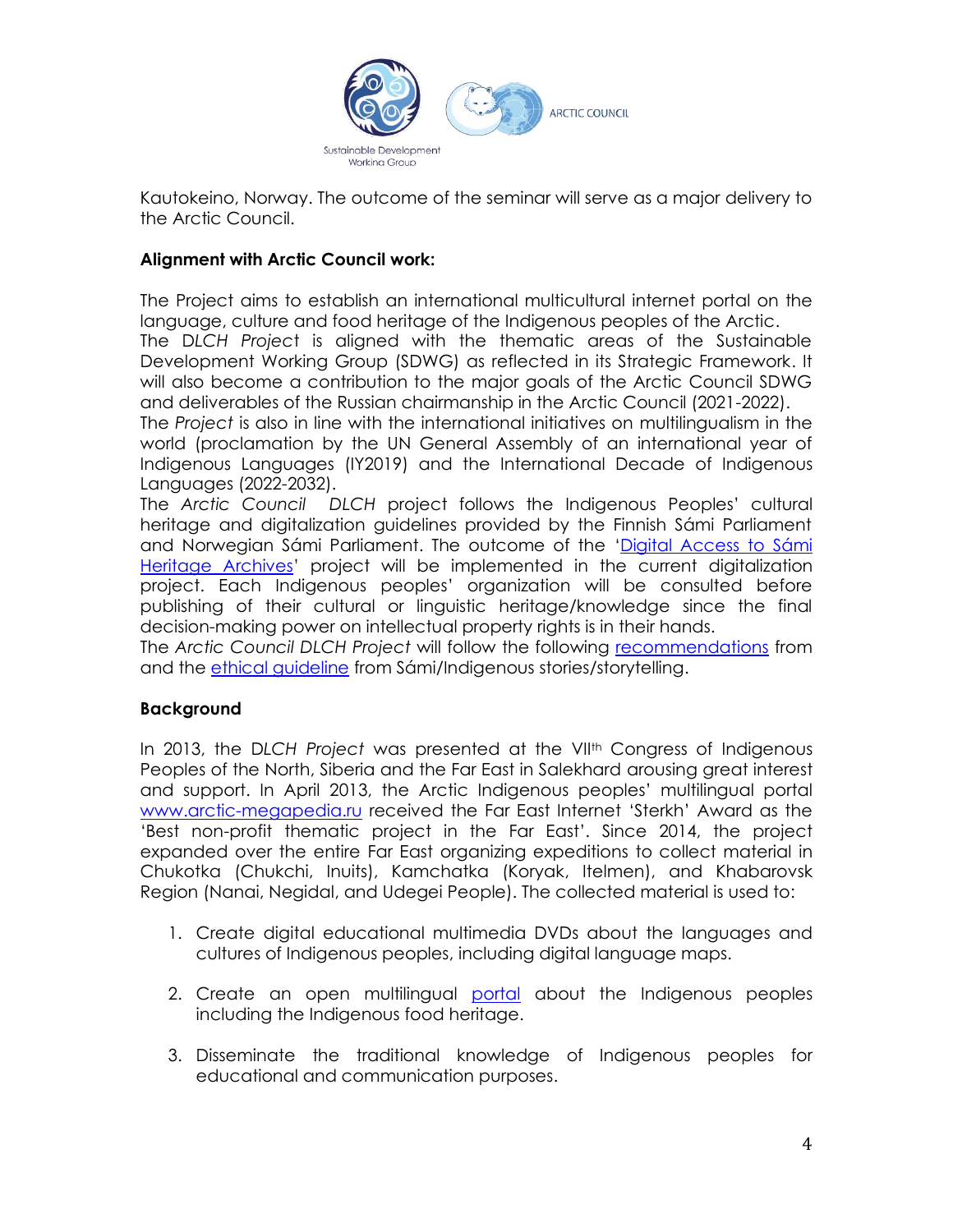Kautokeino, Norway. The outcome of the seminar will serve as a major delivery to the Arctic Council.

**Alignment with Arctic Council work:**

The Project aims to establish an international multicultural internet portal on the language, culture and food heritage of the Indigenous peoples of the Arctic.
The *DLCH Project* is aligned with the thematic areas of the Sustainable Development Working Group (SDWG) as reflected in its Strategic Framework. It will also become a contribution to the major goals of the Arctic Council SDWG and deliverables of the Russian chairmanship in the Arctic Council (2021-2022).
The *Project* is also in line with the international initiatives on multilingualism in the world (proclamation by the UN General Assembly of an international year of Indigenous Languages (IY2019) and the International Decade of Indigenous Languages (2022-2032).
The *Arctic Council DLCH* project follows the Indigenous Peoples' cultural heritage and digitalization guidelines provided by the Finnish Sámi Parliament and Norwegian Sámi Parliament. The outcome of the '[Digital Access to Sámi Heritage Archives]()' project will be implemented in the current digitalization project. Each Indigenous peoples' organization will be consulted before publishing of their cultural or linguistic heritage/knowledge since the final decision-making power on intellectual property rights is in their hands.
The *Arctic Council DLCH Project* will follow the following [recommendations]() from and the [ethical guideline]() from Sámi/Indigenous stories/storytelling.

**Background**

In 2013, the *DLCH Project* was presented at the VII[th] Congress of Indigenous Peoples of the North, Siberia and the Far East in Salekhard arousing great interest and support. In April 2013, the Arctic Indigenous peoples' multilingual portal [www.arctic-megapedia.ru]() received the Far East Internet 'Sterkh' Award as the 'Best non-profit thematic project in the Far East'. Since 2014, the project expanded over the entire Far East organizing expeditions to collect material in Chukotka (Chukchi, Inuits), Kamchatka (Koryak, Itelmen), and Khabarovsk Region (Nanai, Negidal, and Udegei People). The collected material is used to:

1. Create digital educational multimedia DVDs about the languages and cultures of Indigenous peoples, including digital language maps.

2. Create an open multilingual [portal]() about the Indigenous peoples including the Indigenous food heritage.

3. Disseminate the traditional knowledge of Indigenous peoples for educational and communication purposes.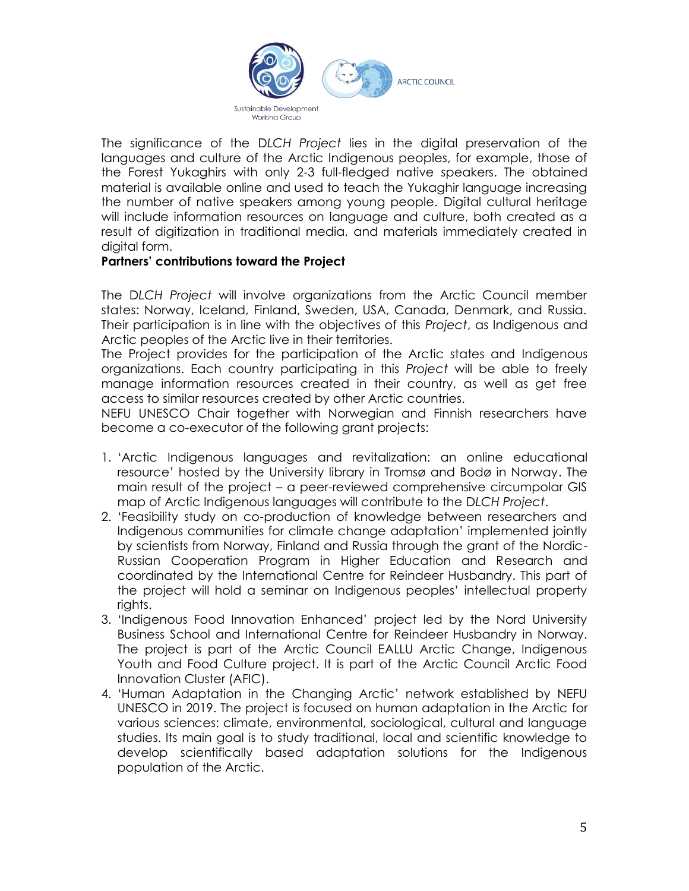The significance of the D*LCH Project* lies in the digital preservation of the languages and culture of the Arctic Indigenous peoples, for example, those of the Forest Yukaghirs with only 2-3 full-fledged native speakers. The obtained material is available online and used to teach the Yukaghir language increasing the number of native speakers among young people. Digital cultural heritage will include information resources on language and culture, both created as a result of digitization in traditional media, and materials immediately created in digital form.

**Partners' contributions toward the Project**

The D*LCH Project* will involve organizations from the Arctic Council member states: Norway, Iceland, Finland, Sweden, USA, Canada, Denmark, and Russia. Their participation is in line with the objectives of this *Project*, as Indigenous and Arctic peoples of the Arctic live in their territories.

The Project provides for the participation of the Arctic states and Indigenous organizations. Each country participating in this *Project* will be able to freely manage information resources created in their country, as well as get free access to similar resources created by other Arctic countries.

NEFU UNESCO Chair together with Norwegian and Finnish researchers have become a co-executor of the following grant projects:

1. 'Arctic Indigenous languages and revitalization: an online educational resource' hosted by the University library in Tromsø and Bodø in Norway. The main result of the project – a peer-reviewed comprehensive circumpolar GIS map of Arctic Indigenous languages will contribute to the D*LCH Project*.
2. 'Feasibility study on co-production of knowledge between researchers and Indigenous communities for climate change adaptation' implemented jointly by scientists from Norway, Finland and Russia through the grant of the Nordic-Russian Cooperation Program in Higher Education and Research and coordinated by the International Centre for Reindeer Husbandry. This part of the project will hold a seminar on Indigenous peoples' intellectual property rights.
3. 'Indigenous Food Innovation Enhanced' project led by the Nord University Business School and International Centre for Reindeer Husbandry in Norway. The project is part of the Arctic Council EALLU Arctic Change, Indigenous Youth and Food Culture project. It is part of the Arctic Council Arctic Food Innovation Cluster (AFIC).
4. 'Human Adaptation in the Changing Arctic' network established by NEFU UNESCO in 2019. The project is focused on human adaptation in the Arctic for various sciences: climate, environmental, sociological, cultural and language studies. Its main goal is to study traditional, local and scientific knowledge to develop scientifically based adaptation solutions for the Indigenous population of the Arctic.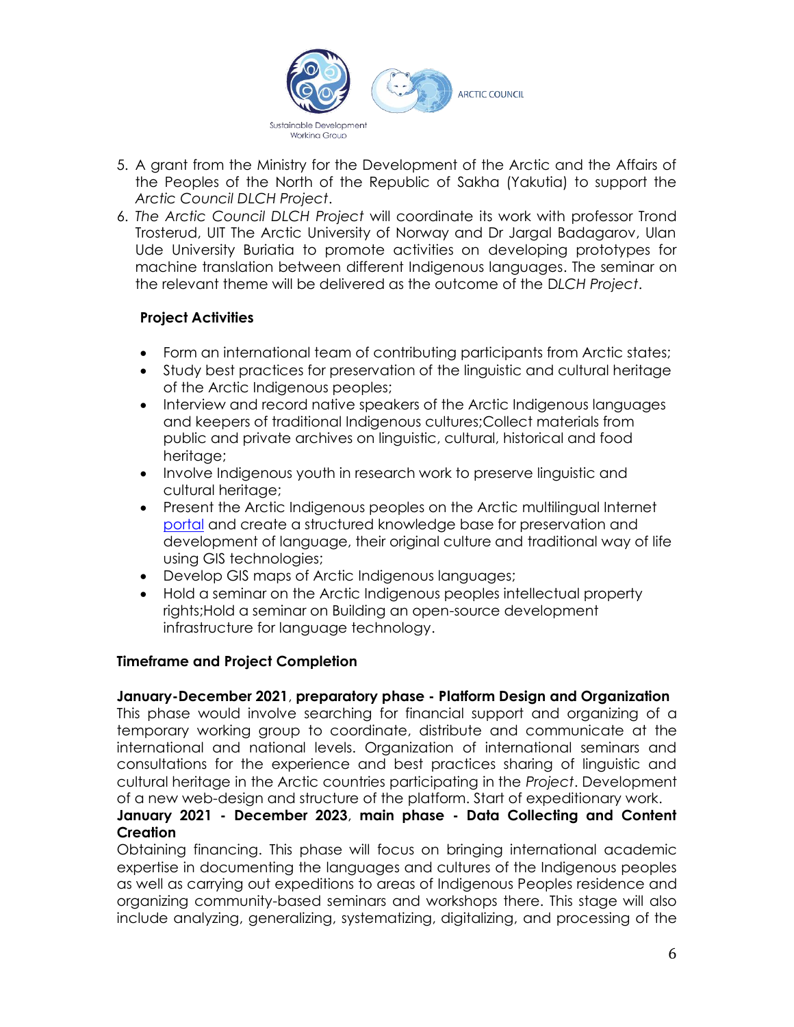5. A grant from the Ministry for the Development of the Arctic and the Affairs of the Peoples of the North of the Republic of Sakha (Yakutia) to support the *Arctic Council DLCH Project*.
6. *The Arctic Council DLCH Project* will coordinate its work with professor Trond Trosterud, UIT The Arctic University of Norway and Dr Jargal Badagarov, Ulan Ude University Buriatia to promote activities on developing prototypes for machine translation between different Indigenous languages. The seminar on the relevant theme will be delivered as the outcome of the D*LCH Project*.

**Project Activities**

- Form an international team of contributing participants from Arctic states;
- Study best practices for preservation of the linguistic and cultural heritage of the Arctic Indigenous peoples;
- Interview and record native speakers of the Arctic Indigenous languages and keepers of traditional Indigenous cultures;Collect materials from public and private archives on linguistic, cultural, historical and food heritage;
- Involve Indigenous youth in research work to preserve linguistic and cultural heritage;
- Present the Arctic Indigenous peoples on the Arctic multilingual Internet portal and create a structured knowledge base for preservation and development of language, their original culture and traditional way of life using GIS technologies;
- Develop GIS maps of Arctic Indigenous languages;
- Hold a seminar on the Arctic Indigenous peoples intellectual property rights;Hold a seminar on Building an open-source development infrastructure for language technology.

**Timeframe and Project Completion**

**January-December 2021**, **preparatory phase - Platform Design and Organization**
This phase would involve searching for financial support and organizing of a temporary working group to coordinate, distribute and communicate at the international and national levels. Organization of international seminars and consultations for the experience and best practices sharing of linguistic and cultural heritage in the Arctic countries participating in the *Project*. Development of a new web-design and structure of the platform. Start of expeditionary work.

**January 2021 - December 2023**, **main phase - Data Collecting and Content Creation**
Obtaining financing. This phase will focus on bringing international academic expertise in documenting the languages and cultures of the Indigenous peoples as well as carrying out expeditions to areas of Indigenous Peoples residence and organizing community-based seminars and workshops there. This stage will also include analyzing, generalizing, systematizing, digitalizing, and processing of the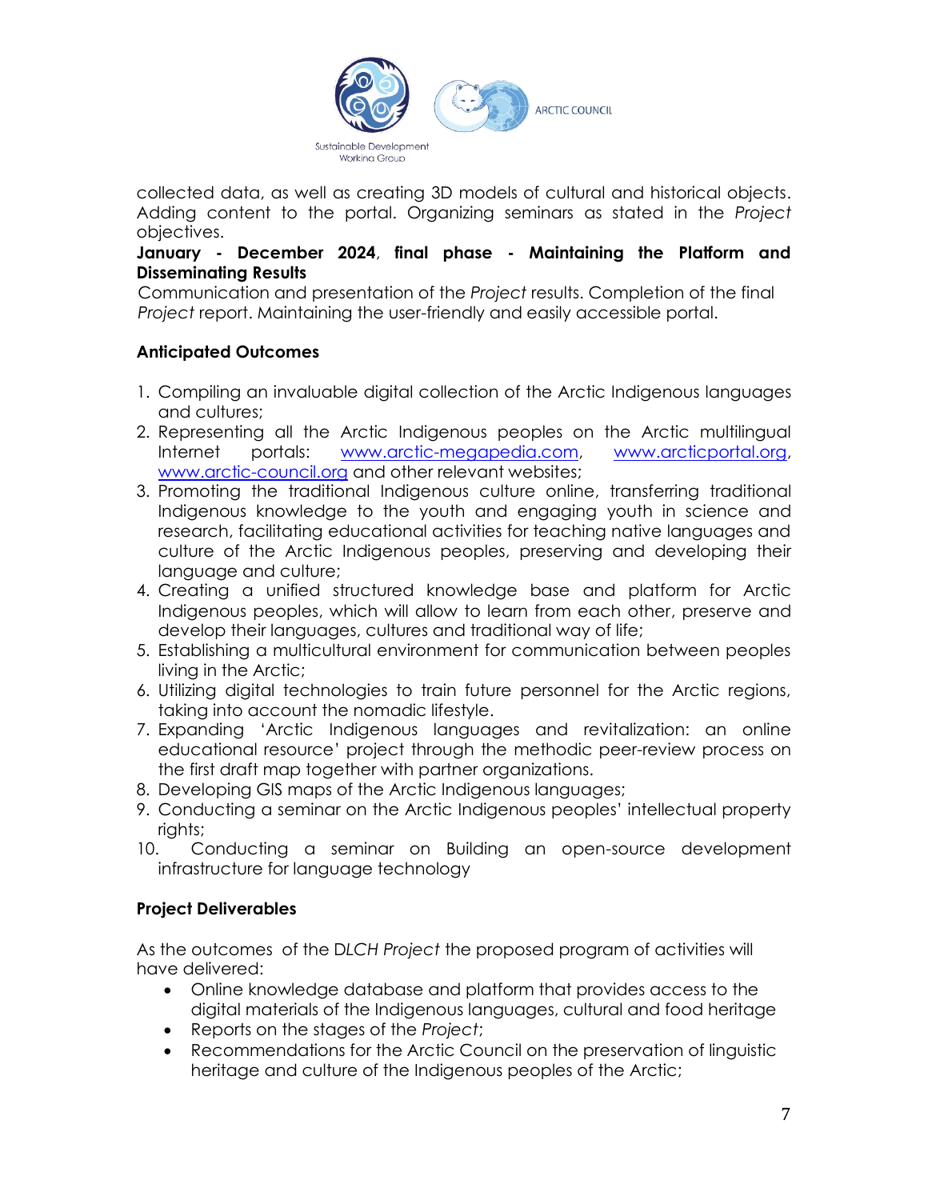collected data, as well as creating 3D models of cultural and historical objects. Adding content to the portal. Organizing seminars as stated in the *Project* objectives.

**January - December 2024**, **final phase - Maintaining the Platform and Disseminating Results**

Communication and presentation of the *Project* results. Completion of the final *Project* report. Maintaining the user-friendly and easily accessible portal.

**Anticipated Outcomes**

1. Compiling an invaluable digital collection of the Arctic Indigenous languages and cultures;
2. Representing all the Arctic Indigenous peoples on the Arctic multilingual Internet portals: www.arctic-megapedia.com, www.arcticportal.org, www.arctic-council.org and other relevant websites;
3. Promoting the traditional Indigenous culture online, transferring traditional Indigenous knowledge to the youth and engaging youth in science and research, facilitating educational activities for teaching native languages and culture of the Arctic Indigenous peoples, preserving and developing their language and culture;
4. Creating a unified structured knowledge base and platform for Arctic Indigenous peoples, which will allow to learn from each other, preserve and develop their languages, cultures and traditional way of life;
5. Establishing a multicultural environment for communication between peoples living in the Arctic;
6. Utilizing digital technologies to train future personnel for the Arctic regions, taking into account the nomadic lifestyle.
7. Expanding 'Arctic Indigenous languages and revitalization: an online educational resource' project through the methodic peer-review process on the first draft map together with partner organizations.
8. Developing GIS maps of the Arctic Indigenous languages;
9. Conducting a seminar on the Arctic Indigenous peoples' intellectual property rights;
10. Conducting a seminar on Building an open-source development infrastructure for language technology

**Project Deliverables**

As the outcomes of the D*LCH Project* the proposed program of activities will have delivered:

- Online knowledge database and platform that provides access to the digital materials of the Indigenous languages, cultural and food heritage
- Reports on the stages of the *Project*;
- Recommendations for the Arctic Council on the preservation of linguistic heritage and culture of the Indigenous peoples of the Arctic;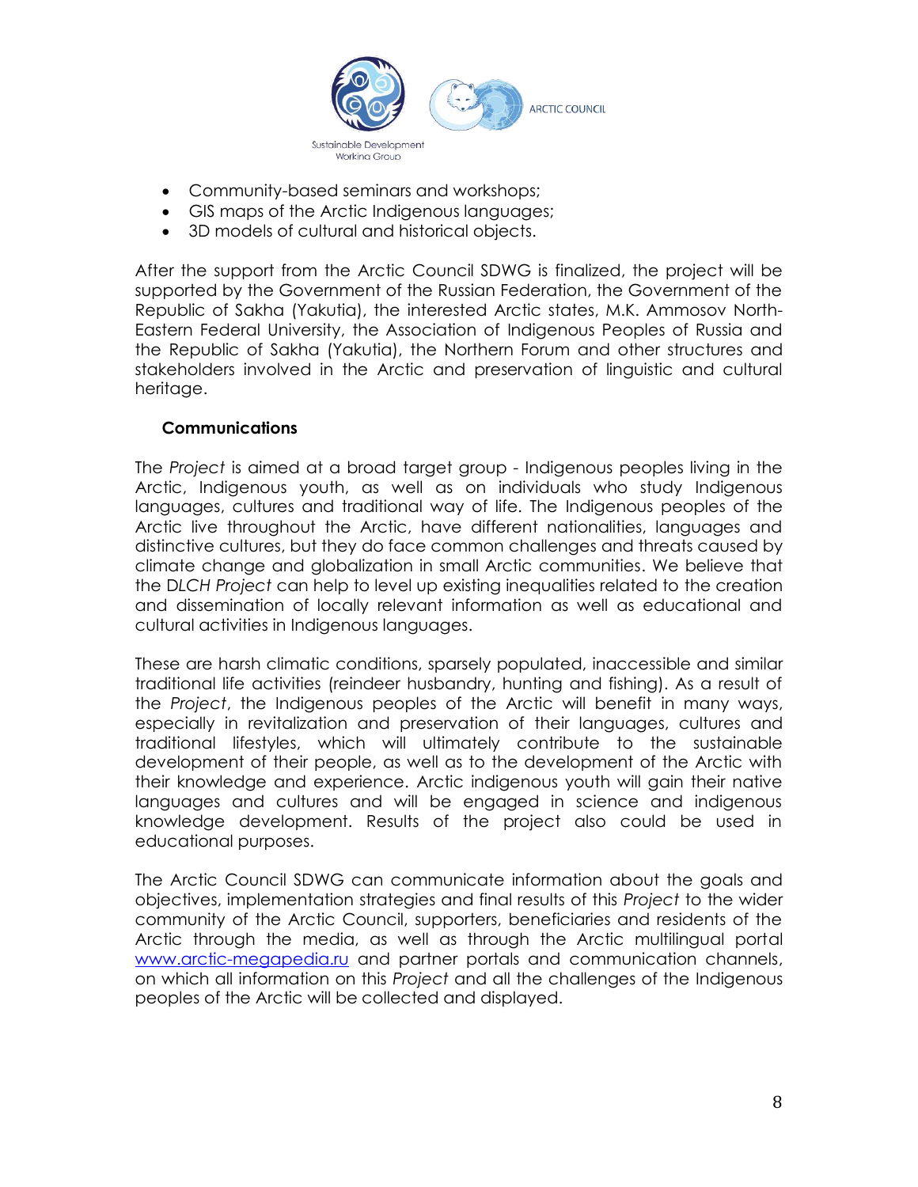- Community-based seminars and workshops;
- GIS maps of the Arctic Indigenous languages;
- 3D models of cultural and historical objects.

After the support from the Arctic Council SDWG is finalized, the project will be supported by the Government of the Russian Federation, the Government of the Republic of Sakha (Yakutia), the interested Arctic states, M.K. Ammosov North-Eastern Federal University, the Association of Indigenous Peoples of Russia and the Republic of Sakha (Yakutia), the Northern Forum and other structures and stakeholders involved in the Arctic and preservation of linguistic and cultural heritage.

### Communications

The *Project* is aimed at a broad target group - Indigenous peoples living in the Arctic, Indigenous youth, as well as on individuals who study Indigenous languages, cultures and traditional way of life. The Indigenous peoples of the Arctic live throughout the Arctic, have different nationalities, languages and distinctive cultures, but they do face common challenges and threats caused by climate change and globalization in small Arctic communities. We believe that the D*LCH Project* can help to level up existing inequalities related to the creation and dissemination of locally relevant information as well as educational and cultural activities in Indigenous languages.

These are harsh climatic conditions, sparsely populated, inaccessible and similar traditional life activities (reindeer husbandry, hunting and fishing). As a result of the *Project*, the Indigenous peoples of the Arctic will benefit in many ways, especially in revitalization and preservation of their languages, cultures and traditional lifestyles, which will ultimately contribute to the sustainable development of their people, as well as to the development of the Arctic with their knowledge and experience. Arctic indigenous youth will gain their native languages and cultures and will be engaged in science and indigenous knowledge development. Results of the project also could be used in educational purposes.

The Arctic Council SDWG can communicate information about the goals and objectives, implementation strategies and final results of this *Project* to the wider community of the Arctic Council, supporters, beneficiaries and residents of the Arctic through the media, as well as through the Arctic multilingual portal [www.arctic-megapedia.ru](http://www.arctic-megapedia.ru) and partner portals and communication channels, on which all information on this *Project* and all the challenges of the Indigenous peoples of the Arctic will be collected and displayed.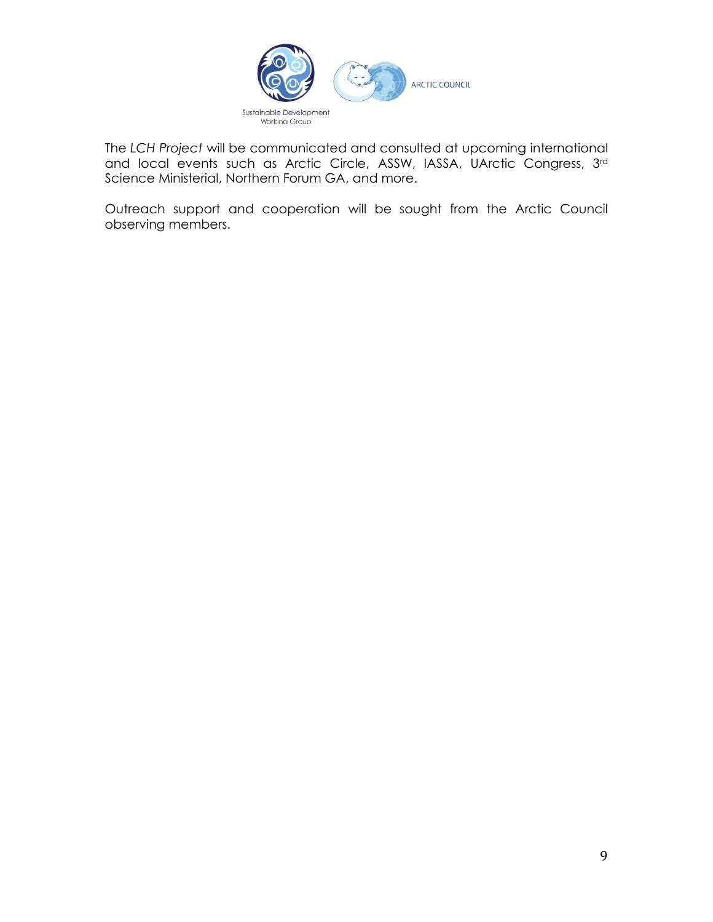The *LCH Project* will be communicated and consulted at upcoming international and local events such as Arctic Circle, ASSW, IASSA, UArctic Congress, 3rd Science Ministerial, Northern Forum GA, and more.

Outreach support and cooperation will be sought from the Arctic Council observing members.